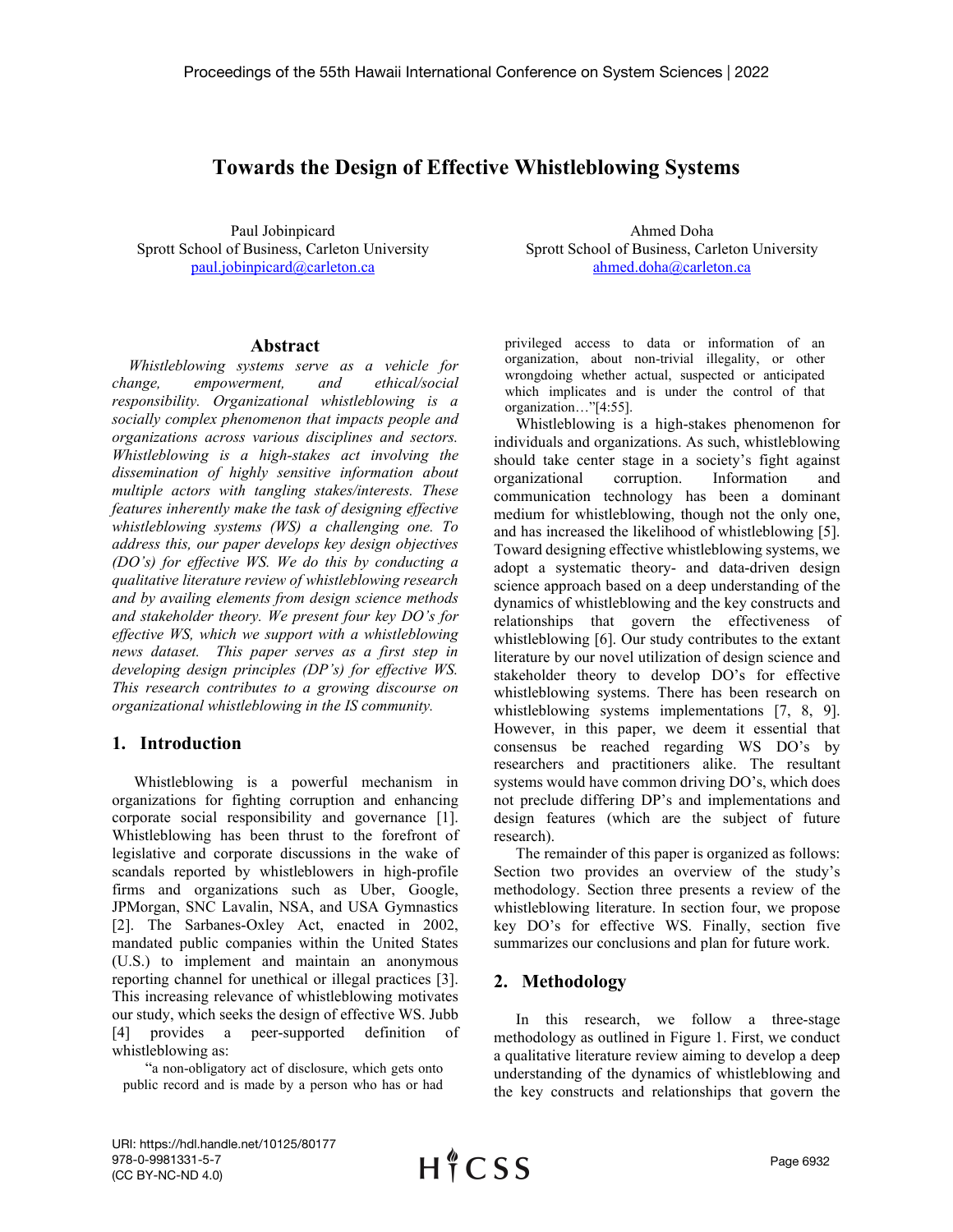# Towards the Design of Effective Whistleblowing Systems

Paul Jobinpicard
Sprott School of Business, Carleton University
paul.jobinpicard@carleton.ca

Ahmed Doha
Sprott School of Business, Carleton University
ahmed.doha@carleton.ca

## Abstract

*Whistleblowing systems serve as a vehicle for change, empowerment, and ethical/social responsibility. Organizational whistleblowing is a socially complex phenomenon that impacts people and organizations across various disciplines and sectors. Whistleblowing is a high-stakes act involving the dissemination of highly sensitive information about multiple actors with tangling stakes/interests. These features inherently make the task of designing effective whistleblowing systems (WS) a challenging one. To address this, our paper develops key design objectives (DO's) for effective WS. We do this by conducting a qualitative literature review of whistleblowing research and by availing elements from design science methods and stakeholder theory. We present four key DO's for effective WS, which we support with a whistleblowing news dataset. This paper serves as a first step in developing design principles (DP's) for effective WS. This research contributes to a growing discourse on organizational whistleblowing in the IS community.*

## 1. Introduction

Whistleblowing is a powerful mechanism in organizations for fighting corruption and enhancing corporate social responsibility and governance [1]. Whistleblowing has been thrust to the forefront of legislative and corporate discussions in the wake of scandals reported by whistleblowers in high-profile firms and organizations such as Uber, Google, JPMorgan, SNC Lavalin, NSA, and USA Gymnastics [2]. The Sarbanes-Oxley Act, enacted in 2002, mandated public companies within the United States (U.S.) to implement and maintain an anonymous reporting channel for unethical or illegal practices [3]. This increasing relevance of whistleblowing motivates our study, which seeks the design of effective WS. Jubb [4] provides a peer-supported definition of whistleblowing as:

> "a non-obligatory act of disclosure, which gets onto public record and is made by a person who has or had privileged access to data or information of an organization, about non-trivial illegality, or other wrongdoing whether actual, suspected or anticipated which implicates and is under the control of that organization…"[4:55].

Whistleblowing is a high-stakes phenomenon for individuals and organizations. As such, whistleblowing should take center stage in a society's fight against organizational corruption. Information and communication technology has been a dominant medium for whistleblowing, though not the only one, and has increased the likelihood of whistleblowing [5]. Toward designing effective whistleblowing systems, we adopt a systematic theory- and data-driven design science approach based on a deep understanding of the dynamics of whistleblowing and the key constructs and relationships that govern the effectiveness of whistleblowing [6]. Our study contributes to the extant literature by our novel utilization of design science and stakeholder theory to develop DO's for effective whistleblowing systems. There has been research on whistleblowing systems implementations [7, 8, 9]. However, in this paper, we deem it essential that consensus be reached regarding WS DO's by researchers and practitioners alike. The resultant systems would have common driving DO's, which does not preclude differing DP's and implementations and design features (which are the subject of future research).

The remainder of this paper is organized as follows: Section two provides an overview of the study's methodology. Section three presents a review of the whistleblowing literature. In section four, we propose key DO's for effective WS. Finally, section five summarizes our conclusions and plan for future work.

## 2. Methodology

In this research, we follow a three-stage methodology as outlined in Figure 1. First, we conduct a qualitative literature review aiming to develop a deep understanding of the dynamics of whistleblowing and the key constructs and relationships that govern the

URI: https://hdl.handle.net/10125/80177
978-0-9981331-5-7
(CC BY-NC-ND 4.0)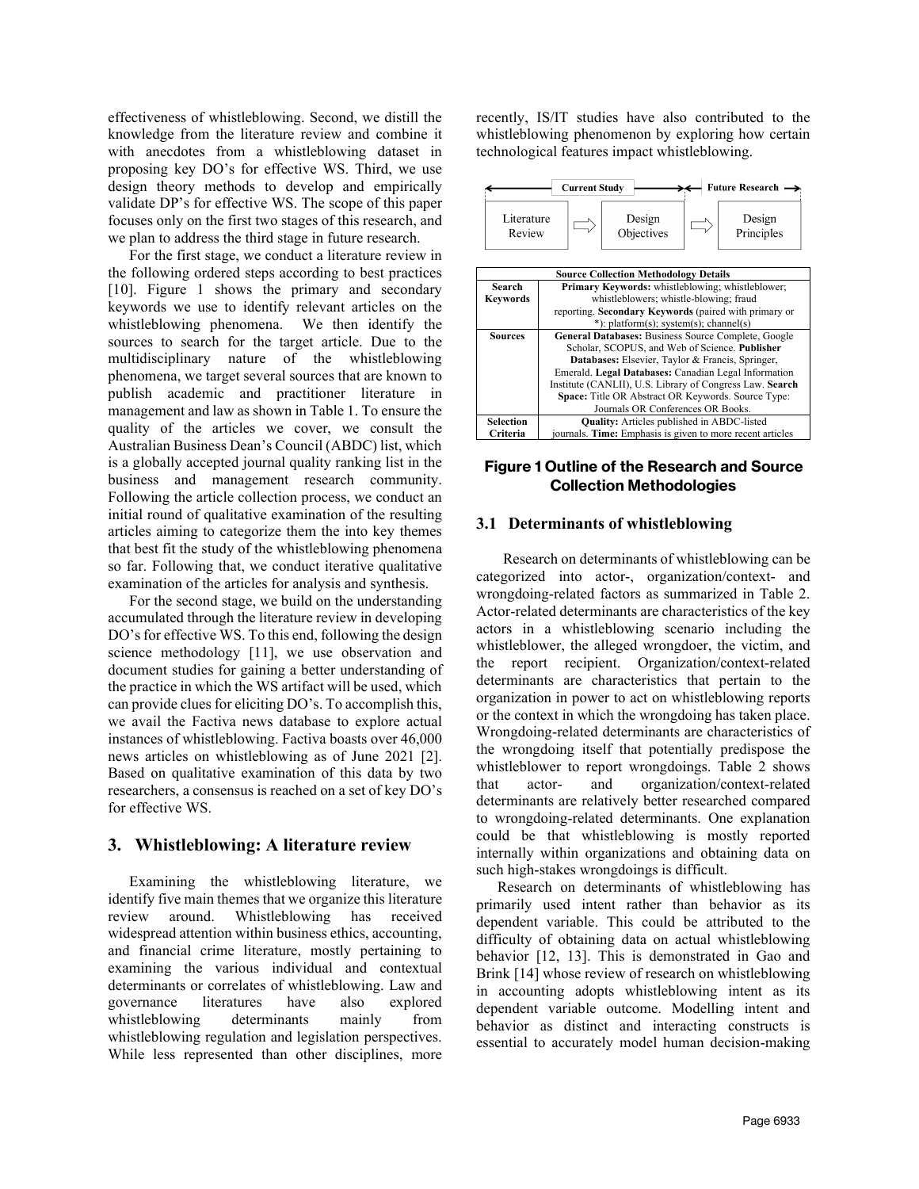effectiveness of whistleblowing. Second, we distill the knowledge from the literature review and combine it with anecdotes from a whistleblowing dataset in proposing key DO's for effective WS. Third, we use design theory methods to develop and empirically validate DP's for effective WS. The scope of this paper focuses only on the first two stages of this research, and we plan to address the third stage in future research.

For the first stage, we conduct a literature review in the following ordered steps according to best practices [10]. Figure 1 shows the primary and secondary keywords we use to identify relevant articles on the whistleblowing phenomena. We then identify the sources to search for the target article. Due to the multidisciplinary nature of the whistleblowing phenomena, we target several sources that are known to publish academic and practitioner literature in management and law as shown in Table 1. To ensure the quality of the articles we cover, we consult the Australian Business Dean's Council (ABDC) list, which is a globally accepted journal quality ranking list in the business and management research community. Following the article collection process, we conduct an initial round of qualitative examination of the resulting articles aiming to categorize them the into key themes that best fit the study of the whistleblowing phenomena so far. Following that, we conduct iterative qualitative examination of the articles for analysis and synthesis.

For the second stage, we build on the understanding accumulated through the literature review in developing DO's for effective WS. To this end, following the design science methodology [11], we use observation and document studies for gaining a better understanding of the practice in which the WS artifact will be used, which can provide clues for eliciting DO's. To accomplish this, we avail the Factiva news database to explore actual instances of whistleblowing. Factiva boasts over 46,000 news articles on whistleblowing as of June 2021 [2]. Based on qualitative examination of this data by two researchers, a consensus is reached on a set of key DO's for effective WS.

## 3. Whistleblowing: A literature review

Examining the whistleblowing literature, we identify five main themes that we organize this literature review around. Whistleblowing has received widespread attention within business ethics, accounting, and financial crime literature, mostly pertaining to examining the various individual and contextual determinants or correlates of whistleblowing. Law and governance literatures have also explored whistleblowing determinants mainly from whistleblowing regulation and legislation perspectives. While less represented than other disciplines, more recently, IS/IT studies have also contributed to the whistleblowing phenomenon by exploring how certain technological features impact whistleblowing.

Current Study → ← Future Research →

Literature Review ⇨ Design Objectives ⇨ Design Principles

| Source Collection Methodology Details | |
|---|---|
| **Search Keywords** | **Primary Keywords:** whistleblowing; whistleblower; whistleblowers; whistle-blowing; fraud reporting. **Secondary Keywords** (paired with primary or *): platform(s); system(s); channel(s) |
| **Sources** | **General Databases:** Business Source Complete, Google Scholar, SCOPUS, and Web of Science. **Publisher Databases:** Elsevier, Taylor & Francis, Springer, Emerald. **Legal Databases:** Canadian Legal Information Institute (CANLII), U.S. Library of Congress Law. **Search Space:** Title OR Abstract OR Keywords. Source Type: Journals OR Conferences OR Books. |
| **Selection Criteria** | **Quality:** Articles published in ABDC-listed journals. **Time:** Emphasis is given to more recent articles |

**Figure 1 Outline of the Research and Source Collection Methodologies**

### 3.1 Determinants of whistleblowing

Research on determinants of whistleblowing can be categorized into actor-, organization/context- and wrongdoing-related factors as summarized in Table 2. Actor-related determinants are characteristics of the key actors in a whistleblowing scenario including the whistleblower, the alleged wrongdoer, the victim, and the report recipient. Organization/context-related determinants are characteristics that pertain to the organization in power to act on whistleblowing reports or the context in which the wrongdoing has taken place. Wrongdoing-related determinants are characteristics of the wrongdoing itself that potentially predispose the whistleblower to report wrongdoings. Table 2 shows that actor- and organization/context-related determinants are relatively better researched compared to wrongdoing-related determinants. One explanation could be that whistleblowing is mostly reported internally within organizations and obtaining data on such high-stakes wrongdoings is difficult.

Research on determinants of whistleblowing has primarily used intent rather than behavior as its dependent variable. This could be attributed to the difficulty of obtaining data on actual whistleblowing behavior [12, 13]. This is demonstrated in Gao and Brink [14] whose review of research on whistleblowing in accounting adopts whistleblowing intent as its dependent variable outcome. Modelling intent and behavior as distinct and interacting constructs is essential to accurately model human decision-making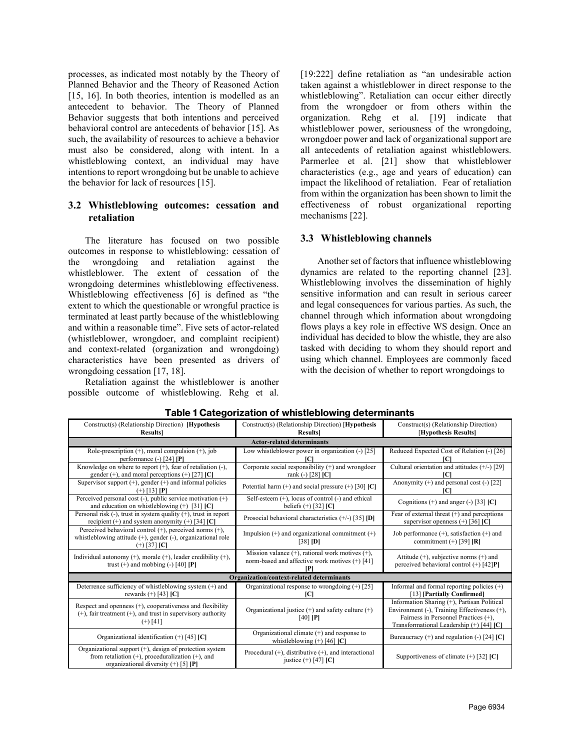processes, as indicated most notably by the Theory of Planned Behavior and the Theory of Reasoned Action [15, 16]. In both theories, intention is modelled as an antecedent to behavior. The Theory of Planned Behavior suggests that both intentions and perceived behavioral control are antecedents of behavior [15]. As such, the availability of resources to achieve a behavior must also be considered, along with intent. In a whistleblowing context, an individual may have intentions to report wrongdoing but be unable to achieve the behavior for lack of resources [15].

### 3.2 Whistleblowing outcomes: cessation and retaliation

The literature has focused on two possible outcomes in response to whistleblowing: cessation of the wrongdoing and retaliation against the whistleblower. The extent of cessation of the wrongdoing determines whistleblowing effectiveness. Whistleblowing effectiveness [6] is defined as "the extent to which the questionable or wrongful practice is terminated at least partly because of the whistleblowing and within a reasonable time". Five sets of actor-related (whistleblower, wrongdoer, and complaint recipient) and context-related (organization and wrongdoing) characteristics have been presented as drivers of wrongdoing cessation [17, 18].

Retaliation against the whistleblower is another possible outcome of whistleblowing. Rehg et al. [19:222] define retaliation as "an undesirable action taken against a whistleblower in direct response to the whistleblowing". Retaliation can occur either directly from the wrongdoer or from others within the organization. Rehg et al. [19] indicate that whistleblower power, seriousness of the wrongdoing, wrongdoer power and lack of organizational support are all antecedents of retaliation against whistleblowers. Parmerlee et al. [21] show that whistleblower characteristics (e.g., age and years of education) can impact the likelihood of retaliation. Fear of retaliation from within the organization has been shown to limit the effectiveness of robust organizational reporting mechanisms [22].

### 3.3 Whistleblowing channels

Another set of factors that influence whistleblowing dynamics are related to the reporting channel [23]. Whistleblowing involves the dissemination of highly sensitive information and can result in serious career and legal consequences for various parties. As such, the channel through which information about wrongdoing flows plays a key role in effective WS design. Once an individual has decided to blow the whistle, they are also tasked with deciding to whom they should report and using which channel. Employees are commonly faced with the decision of whether to report wrongdoings to

**Table 1 Categorization of whistleblowing determinants**

| Construct(s) (Relationship Direction) **[Hypothesis Results]** | Construct(s) (Relationship Direction) [**Hypothesis Results**] | Construct(s) (Relationship Direction) [**Hypothesis Results**] |
|---|---|---|
| **Actor-related determinants** | | |
| Role-prescription (+), moral compulsion (+), job performance (-) [24] **[P]** | Low whistleblower power in organization (-) [25] **[C]** | Reduced Expected Cost of Relation (-) [26] **[C]** |
| Knowledge on where to report (+), fear of retaliation (-), gender (+), and moral perceptions (+) [27] **[C]** | Corporate social responsibility (+) and wrongdoer rank (-) [28] **[C]** | Cultural orientation and attitudes (+/-) [29] **[C]** |
| Supervisor support (+), gender (+) and informal policies (+) [13] **[P]** | Potential harm (+) and social pressure (+) [30] **[C]** | Anonymity (+) and personal cost (-) [22] **[C]** |
| Perceived personal cost (-), public service motivation (+) and education on whistleblowing (+) [31] **[C]** | Self-esteem (+), locus of control (-) and ethical beliefs (+) [32] **[C]** | Cognitions (+) and anger (-) [33] **[C]** |
| Personal risk (-), trust in system quality (+), trust in report recipient (+) and system anonymity (+) [34] **[C]** | Prosocial behavioral characteristics (+/-) [35] **[D]** | Fear of external threat (+) and perceptions supervisor openness (+) [36] **[C]** |
| Perceived behavioral control (+), perceived norms (+), whistleblowing attitude (+), gender (-), organizational role (+) [37] **[C]** | Impulsion (+) and organizational commitment (+) [38] **[D]** | Job performance (+), satisfaction (+) and commitment (+) [39] **[R]** |
| Individual autonomy (+), morale (+), leader credibility (+), trust (+) and mobbing (-) [40] **[P]** | Mission valance (+), rational work motives (+), norm-based and affective work motives (+) [41] **[P]** | Attitude (+), subjective norms (+) and perceived behavioral control (+) [42]**[P]** |
| **Organization/context-related determinants** | | |
| Deterrence sufficiency of whistleblowing system (+) and rewards (+) [43] **[C]** | Organizational response to wrongdoing (+) [25] **[C]** | Informal and formal reporting policies (+) [13] **[Partially Confirmed]** |
| Respect and openness (+), cooperativeness and flexibility (+), fair treatment (+), and trust in supervisory authority (+) [41] | Organizational justice (+) and safety culture (+) [40] **[P]** | Information Sharing (+), Partisan Political Environment (-), Training Effectiveness (+), Fairness in Personnel Practices (+), Transformational Leadership (+) [44] **[C]** |
| Organizational identification (+) [45] **[C]** | Organizational climate (+) and response to whistleblowing (+) [46] **[C]** | Bureaucracy (+) and regulation (-) [24] **[C]** |
| Organizational support (+), design of protection system from retaliation (+), proceduralization (+), and organizational diversity (+) [5] **[P]** | Procedural (+), distributive (+), and interactional justice (+) [47] **[C]** | Supportiveness of climate (+) [32] **[C]** |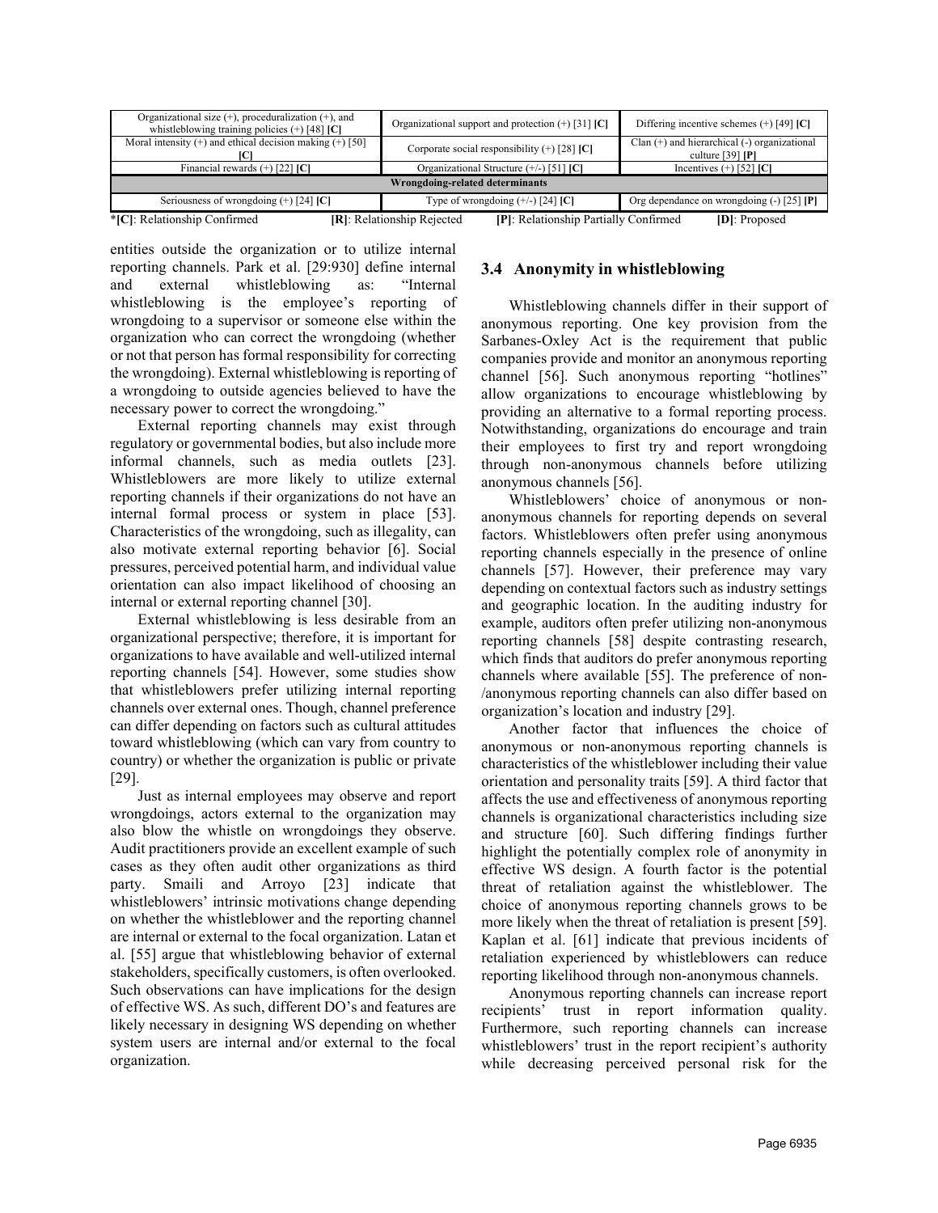| | | |
|---|---|---|
| Organizational size (+), proceduralization (+), and whistleblowing training policies (+) [48] **[C]** | Organizational support and protection (+) [31] **[C]** | Differing incentive schemes (+) [49] **[C]** |
| Moral intensity (+) and ethical decision making (+) [50] **[C]** | Corporate social responsibility (+) [28] **[C]** | Clan (+) and hierarchical (-) organizational culture [39] **[P]** |
| Financial rewards (+) [22] **[C]** | Organizational Structure (+/-) [51] **[C]** | Incentives (+) [52] **[C]** |
| **Wrongdoing-related determinants** | | |
| Seriousness of wrongdoing (+) [24] **[C]** | Type of wrongdoing (+/-) [24] **[C]** | Org dependance on wrongdoing (-) [25] **[P]** |

*[C]: Relationship Confirmed **[R]**: Relationship Rejected **[P]**: Relationship Partially Confirmed **[D]**: Proposed

entities outside the organization or to utilize internal reporting channels. Park et al. [29:930] define internal and external whistleblowing as: "Internal whistleblowing is the employee's reporting of wrongdoing to a supervisor or someone else within the organization who can correct the wrongdoing (whether or not that person has formal responsibility for correcting the wrongdoing). External whistleblowing is reporting of a wrongdoing to outside agencies believed to have the necessary power to correct the wrongdoing."

External reporting channels may exist through regulatory or governmental bodies, but also include more informal channels, such as media outlets [23]. Whistleblowers are more likely to utilize external reporting channels if their organizations do not have an internal formal process or system in place [53]. Characteristics of the wrongdoing, such as illegality, can also motivate external reporting behavior [6]. Social pressures, perceived potential harm, and individual value orientation can also impact likelihood of choosing an internal or external reporting channel [30].

External whistleblowing is less desirable from an organizational perspective; therefore, it is important for organizations to have available and well-utilized internal reporting channels [54]. However, some studies show that whistleblowers prefer utilizing internal reporting channels over external ones. Though, channel preference can differ depending on factors such as cultural attitudes toward whistleblowing (which can vary from country to country) or whether the organization is public or private [29].

Just as internal employees may observe and report wrongdoings, actors external to the organization may also blow the whistle on wrongdoings they observe. Audit practitioners provide an excellent example of such cases as they often audit other organizations as third party. Smaili and Arroyo [23] indicate that whistleblowers' intrinsic motivations change depending on whether the whistleblower and the reporting channel are internal or external to the focal organization. Latan et al. [55] argue that whistleblowing behavior of external stakeholders, specifically customers, is often overlooked. Such observations can have implications for the design of effective WS. As such, different DO's and features are likely necessary in designing WS depending on whether system users are internal and/or external to the focal organization.

### 3.4 Anonymity in whistleblowing

Whistleblowing channels differ in their support of anonymous reporting. One key provision from the Sarbanes-Oxley Act is the requirement that public companies provide and monitor an anonymous reporting channel [56]. Such anonymous reporting "hotlines" allow organizations to encourage whistleblowing by providing an alternative to a formal reporting process. Notwithstanding, organizations do encourage and train their employees to first try and report wrongdoing through non-anonymous channels before utilizing anonymous channels [56].

Whistleblowers' choice of anonymous or non-anonymous channels for reporting depends on several factors. Whistleblowers often prefer using anonymous reporting channels especially in the presence of online channels [57]. However, their preference may vary depending on contextual factors such as industry settings and geographic location. In the auditing industry for example, auditors often prefer utilizing non-anonymous reporting channels [58] despite contrasting research, which finds that auditors do prefer anonymous reporting channels where available [55]. The preference of non-/anonymous reporting channels can also differ based on organization's location and industry [29].

Another factor that influences the choice of anonymous or non-anonymous reporting channels is characteristics of the whistleblower including their value orientation and personality traits [59]. A third factor that affects the use and effectiveness of anonymous reporting channels is organizational characteristics including size and structure [60]. Such differing findings further highlight the potentially complex role of anonymity in effective WS design. A fourth factor is the potential threat of retaliation against the whistleblower. The choice of anonymous reporting channels grows to be more likely when the threat of retaliation is present [59]. Kaplan et al. [61] indicate that previous incidents of retaliation experienced by whistleblowers can reduce reporting likelihood through non-anonymous channels.

Anonymous reporting channels can increase report recipients' trust in report information quality. Furthermore, such reporting channels can increase whistleblowers' trust in the report recipient's authority while decreasing perceived personal risk for the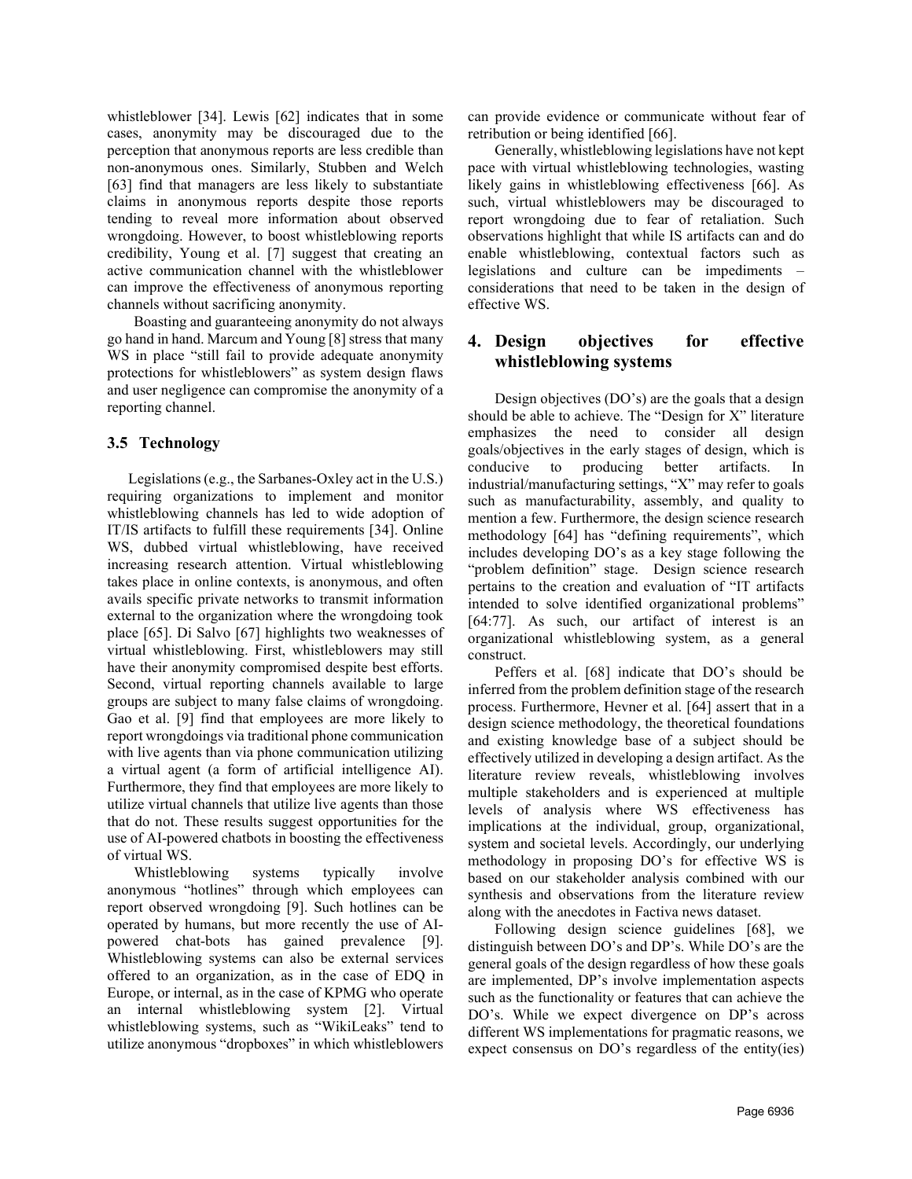whistleblower [34]. Lewis [62] indicates that in some cases, anonymity may be discouraged due to the perception that anonymous reports are less credible than non-anonymous ones. Similarly, Stubben and Welch [63] find that managers are less likely to substantiate claims in anonymous reports despite those reports tending to reveal more information about observed wrongdoing. However, to boost whistleblowing reports credibility, Young et al. [7] suggest that creating an active communication channel with the whistleblower can improve the effectiveness of anonymous reporting channels without sacrificing anonymity.

Boasting and guaranteeing anonymity do not always go hand in hand. Marcum and Young [8] stress that many WS in place "still fail to provide adequate anonymity protections for whistleblowers" as system design flaws and user negligence can compromise the anonymity of a reporting channel.

### 3.5 Technology

Legislations (e.g., the Sarbanes-Oxley act in the U.S.) requiring organizations to implement and monitor whistleblowing channels has led to wide adoption of IT/IS artifacts to fulfill these requirements [34]. Online WS, dubbed virtual whistleblowing, have received increasing research attention. Virtual whistleblowing takes place in online contexts, is anonymous, and often avails specific private networks to transmit information external to the organization where the wrongdoing took place [65]. Di Salvo [67] highlights two weaknesses of virtual whistleblowing. First, whistleblowers may still have their anonymity compromised despite best efforts. Second, virtual reporting channels available to large groups are subject to many false claims of wrongdoing. Gao et al. [9] find that employees are more likely to report wrongdoings via traditional phone communication with live agents than via phone communication utilizing a virtual agent (a form of artificial intelligence AI). Furthermore, they find that employees are more likely to utilize virtual channels that utilize live agents than those that do not. These results suggest opportunities for the use of AI-powered chatbots in boosting the effectiveness of virtual WS.

Whistleblowing systems typically involve anonymous "hotlines" through which employees can report observed wrongdoing [9]. Such hotlines can be operated by humans, but more recently the use of AI-powered chat-bots has gained prevalence [9]. Whistleblowing systems can also be external services offered to an organization, as in the case of EDQ in Europe, or internal, as in the case of KPMG who operate an internal whistleblowing system [2]. Virtual whistleblowing systems, such as "WikiLeaks" tend to utilize anonymous "dropboxes" in which whistleblowers can provide evidence or communicate without fear of retribution or being identified [66].

Generally, whistleblowing legislations have not kept pace with virtual whistleblowing technologies, wasting likely gains in whistleblowing effectiveness [66]. As such, virtual whistleblowers may be discouraged to report wrongdoing due to fear of retaliation. Such observations highlight that while IS artifacts can and do enable whistleblowing, contextual factors such as legislations and culture can be impediments – considerations that need to be taken in the design of effective WS.

## 4. Design objectives for effective whistleblowing systems

Design objectives (DO's) are the goals that a design should be able to achieve. The "Design for X" literature emphasizes the need to consider all design goals/objectives in the early stages of design, which is conducive to producing better artifacts. In industrial/manufacturing settings, "X" may refer to goals such as manufacturability, assembly, and quality to mention a few. Furthermore, the design science research methodology [64] has "defining requirements", which includes developing DO's as a key stage following the "problem definition" stage. Design science research pertains to the creation and evaluation of "IT artifacts intended to solve identified organizational problems" [64:77]. As such, our artifact of interest is an organizational whistleblowing system, as a general construct.

Peffers et al. [68] indicate that DO's should be inferred from the problem definition stage of the research process. Furthermore, Hevner et al. [64] assert that in a design science methodology, the theoretical foundations and existing knowledge base of a subject should be effectively utilized in developing a design artifact. As the literature review reveals, whistleblowing involves multiple stakeholders and is experienced at multiple levels of analysis where WS effectiveness has implications at the individual, group, organizational, system and societal levels. Accordingly, our underlying methodology in proposing DO's for effective WS is based on our stakeholder analysis combined with our synthesis and observations from the literature review along with the anecdotes in Factiva news dataset.

Following design science guidelines [68], we distinguish between DO's and DP's. While DO's are the general goals of the design regardless of how these goals are implemented, DP's involve implementation aspects such as the functionality or features that can achieve the DO's. While we expect divergence on DP's across different WS implementations for pragmatic reasons, we expect consensus on DO's regardless of the entity(ies)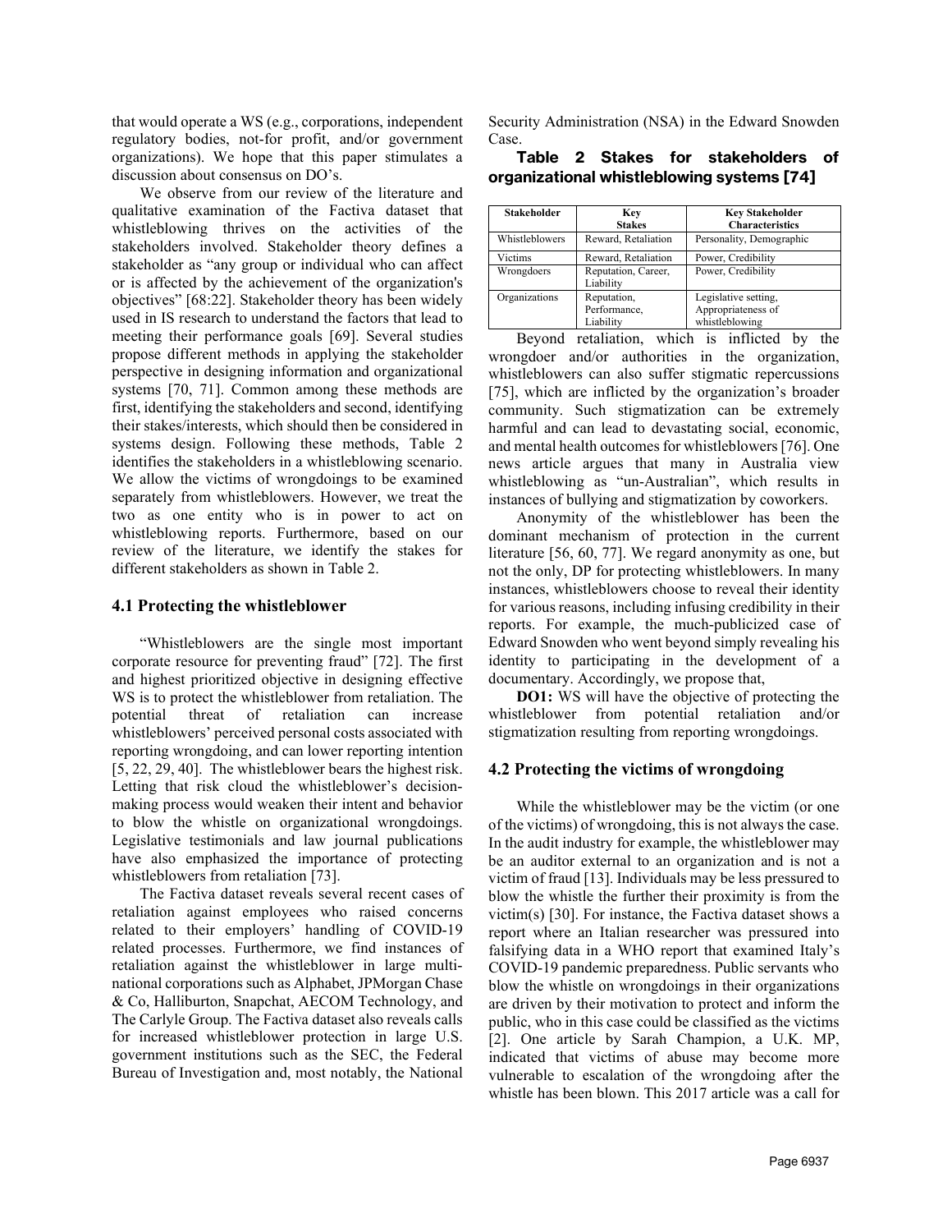that would operate a WS (e.g., corporations, independent regulatory bodies, not-for profit, and/or government organizations). We hope that this paper stimulates a discussion about consensus on DO's.

We observe from our review of the literature and qualitative examination of the Factiva dataset that whistleblowing thrives on the activities of the stakeholders involved. Stakeholder theory defines a stakeholder as "any group or individual who can affect or is affected by the achievement of the organization's objectives" [68:22]. Stakeholder theory has been widely used in IS research to understand the factors that lead to meeting their performance goals [69]. Several studies propose different methods in applying the stakeholder perspective in designing information and organizational systems [70, 71]. Common among these methods are first, identifying the stakeholders and second, identifying their stakes/interests, which should then be considered in systems design. Following these methods, Table 2 identifies the stakeholders in a whistleblowing scenario. We allow the victims of wrongdoings to be examined separately from whistleblowers. However, we treat the two as one entity who is in power to act on whistleblowing reports. Furthermore, based on our review of the literature, we identify the stakes for different stakeholders as shown in Table 2.

## 4.1 Protecting the whistleblower

"Whistleblowers are the single most important corporate resource for preventing fraud" [72]. The first and highest prioritized objective in designing effective WS is to protect the whistleblower from retaliation. The potential threat of retaliation can increase whistleblowers' perceived personal costs associated with reporting wrongdoing, and can lower reporting intention [5, 22, 29, 40]. The whistleblower bears the highest risk. Letting that risk cloud the whistleblower's decision-making process would weaken their intent and behavior to blow the whistle on organizational wrongdoings. Legislative testimonials and law journal publications have also emphasized the importance of protecting whistleblowers from retaliation [73].

The Factiva dataset reveals several recent cases of retaliation against employees who raised concerns related to their employers' handling of COVID-19 related processes. Furthermore, we find instances of retaliation against the whistleblower in large multi-national corporations such as Alphabet, JPMorgan Chase & Co, Halliburton, Snapchat, AECOM Technology, and The Carlyle Group. The Factiva dataset also reveals calls for increased whistleblower protection in large U.S. government institutions such as the SEC, the Federal Bureau of Investigation and, most notably, the National Security Administration (NSA) in the Edward Snowden Case.

**Table 2 Stakes for stakeholders of organizational whistleblowing systems [74]**

| Stakeholder | Key Stakes | Key Stakeholder Characteristics |
|---|---|---|
| Whistleblowers | Reward, Retaliation | Personality, Demographic |
| Victims | Reward, Retaliation | Power, Credibility |
| Wrongdoers | Reputation, Career, Liability | Power, Credibility |
| Organizations | Reputation, Performance, Liability | Legislative setting, Appropriateness of whistleblowing |

Beyond retaliation, which is inflicted by the wrongdoer and/or authorities in the organization, whistleblowers can also suffer stigmatic repercussions [75], which are inflicted by the organization's broader community. Such stigmatization can be extremely harmful and can lead to devastating social, economic, and mental health outcomes for whistleblowers [76]. One news article argues that many in Australia view whistleblowing as "un-Australian", which results in instances of bullying and stigmatization by coworkers.

Anonymity of the whistleblower has been the dominant mechanism of protection in the current literature [56, 60, 77]. We regard anonymity as one, but not the only, DP for protecting whistleblowers. In many instances, whistleblowers choose to reveal their identity for various reasons, including infusing credibility in their reports. For example, the much-publicized case of Edward Snowden who went beyond simply revealing his identity to participating in the development of a documentary. Accordingly, we propose that,

**DO1:** WS will have the objective of protecting the whistleblower from potential retaliation and/or stigmatization resulting from reporting wrongdoings.

## 4.2 Protecting the victims of wrongdoing

While the whistleblower may be the victim (or one of the victims) of wrongdoing, this is not always the case. In the audit industry for example, the whistleblower may be an auditor external to an organization and is not a victim of fraud [13]. Individuals may be less pressured to blow the whistle the further their proximity is from the victim(s) [30]. For instance, the Factiva dataset shows a report where an Italian researcher was pressured into falsifying data in a WHO report that examined Italy's COVID-19 pandemic preparedness. Public servants who blow the whistle on wrongdoings in their organizations are driven by their motivation to protect and inform the public, who in this case could be classified as the victims [2]. One article by Sarah Champion, a U.K. MP, indicated that victims of abuse may become more vulnerable to escalation of the wrongdoing after the whistle has been blown. This 2017 article was a call for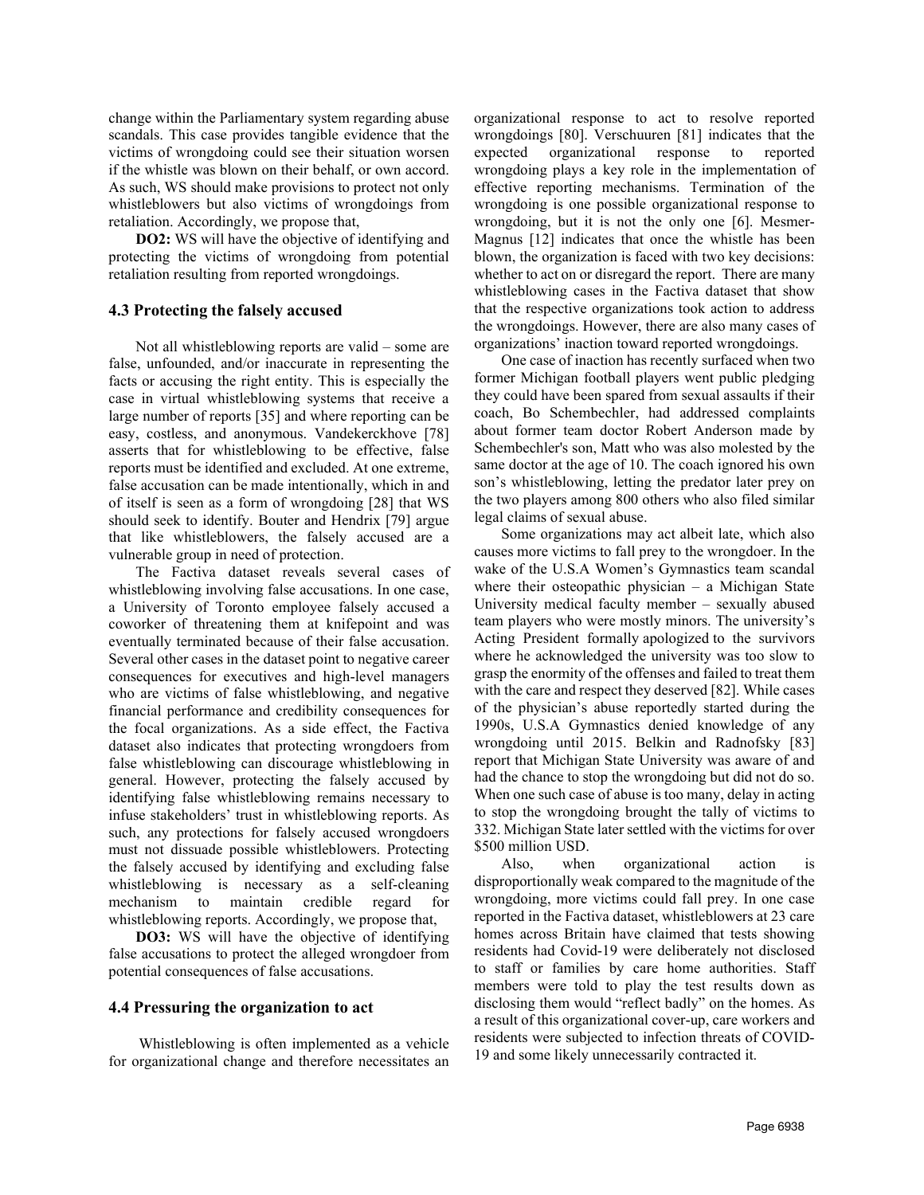change within the Parliamentary system regarding abuse scandals. This case provides tangible evidence that the victims of wrongdoing could see their situation worsen if the whistle was blown on their behalf, or own accord. As such, WS should make provisions to protect not only whistleblowers but also victims of wrongdoings from retaliation. Accordingly, we propose that,

**DO2:** WS will have the objective of identifying and protecting the victims of wrongdoing from potential retaliation resulting from reported wrongdoings.

### 4.3 Protecting the falsely accused

Not all whistleblowing reports are valid – some are false, unfounded, and/or inaccurate in representing the facts or accusing the right entity. This is especially the case in virtual whistleblowing systems that receive a large number of reports [35] and where reporting can be easy, costless, and anonymous. Vandekerckhove [78] asserts that for whistleblowing to be effective, false reports must be identified and excluded. At one extreme, false accusation can be made intentionally, which in and of itself is seen as a form of wrongdoing [28] that WS should seek to identify. Bouter and Hendrix [79] argue that like whistleblowers, the falsely accused are a vulnerable group in need of protection.

The Factiva dataset reveals several cases of whistleblowing involving false accusations. In one case, a University of Toronto employee falsely accused a coworker of threatening them at knifepoint and was eventually terminated because of their false accusation. Several other cases in the dataset point to negative career consequences for executives and high-level managers who are victims of false whistleblowing, and negative financial performance and credibility consequences for the focal organizations. As a side effect, the Factiva dataset also indicates that protecting wrongdoers from false whistleblowing can discourage whistleblowing in general. However, protecting the falsely accused by identifying false whistleblowing remains necessary to infuse stakeholders' trust in whistleblowing reports. As such, any protections for falsely accused wrongdoers must not dissuade possible whistleblowers. Protecting the falsely accused by identifying and excluding false whistleblowing is necessary as a self-cleaning mechanism to maintain credible regard for whistleblowing reports. Accordingly, we propose that,

**DO3:** WS will have the objective of identifying false accusations to protect the alleged wrongdoer from potential consequences of false accusations.

### 4.4 Pressuring the organization to act

Whistleblowing is often implemented as a vehicle for organizational change and therefore necessitates an organizational response to act to resolve reported wrongdoings [80]. Verschuuren [81] indicates that the expected organizational response to reported wrongdoing plays a key role in the implementation of effective reporting mechanisms. Termination of the wrongdoing is one possible organizational response to wrongdoing, but it is not the only one [6]. Mesmer-Magnus [12] indicates that once the whistle has been blown, the organization is faced with two key decisions: whether to act on or disregard the report. There are many whistleblowing cases in the Factiva dataset that show that the respective organizations took action to address the wrongdoings. However, there are also many cases of organizations' inaction toward reported wrongdoings.

One case of inaction has recently surfaced when two former Michigan football players went public pledging they could have been spared from sexual assaults if their coach, Bo Schembechler, had addressed complaints about former team doctor Robert Anderson made by Schembechler's son, Matt who was also molested by the same doctor at the age of 10. The coach ignored his own son's whistleblowing, letting the predator later prey on the two players among 800 others who also filed similar legal claims of sexual abuse.

Some organizations may act albeit late, which also causes more victims to fall prey to the wrongdoer. In the wake of the U.S.A Women's Gymnastics team scandal where their osteopathic physician – a Michigan State University medical faculty member – sexually abused team players who were mostly minors. The university's Acting President formally apologized to the survivors where he acknowledged the university was too slow to grasp the enormity of the offenses and failed to treat them with the care and respect they deserved [82]. While cases of the physician's abuse reportedly started during the 1990s, U.S.A Gymnastics denied knowledge of any wrongdoing until 2015. Belkin and Radnofsky [83] report that Michigan State University was aware of and had the chance to stop the wrongdoing but did not do so. When one such case of abuse is too many, delay in acting to stop the wrongdoing brought the tally of victims to 332. Michigan State later settled with the victims for over $500 million USD.

Also, when organizational action is disproportionally weak compared to the magnitude of the wrongdoing, more victims could fall prey. In one case reported in the Factiva dataset, whistleblowers at 23 care homes across Britain have claimed that tests showing residents had Covid-19 were deliberately not disclosed to staff or families by care home authorities. Staff members were told to play the test results down as disclosing them would "reflect badly" on the homes. As a result of this organizational cover-up, care workers and residents were subjected to infection threats of COVID-19 and some likely unnecessarily contracted it.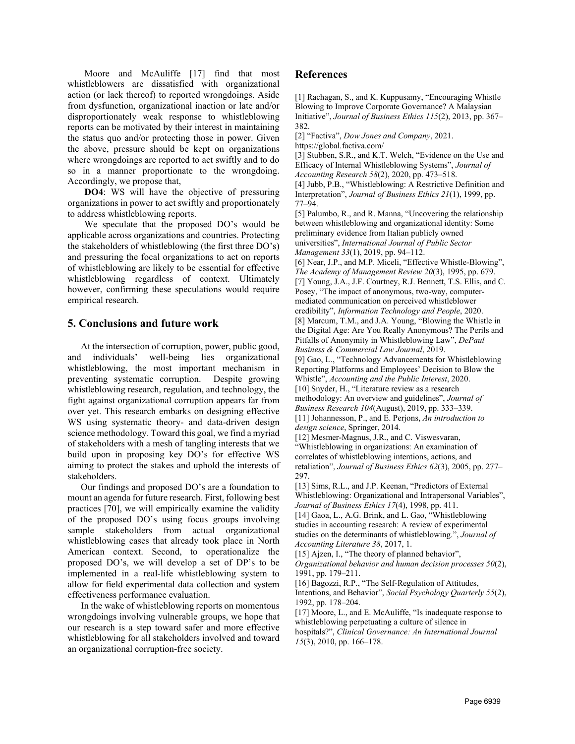Moore and McAuliffe [17] find that most whistleblowers are dissatisfied with organizational action (or lack thereof) to reported wrongdoings. Aside from dysfunction, organizational inaction or late and/or disproportionately weak response to whistleblowing reports can be motivated by their interest in maintaining the status quo and/or protecting those in power. Given the above, pressure should be kept on organizations where wrongdoings are reported to act swiftly and to do so in a manner proportionate to the wrongdoing. Accordingly, we propose that,

**DO4**: WS will have the objective of pressuring organizations in power to act swiftly and proportionately to address whistleblowing reports.

We speculate that the proposed DO's would be applicable across organizations and countries. Protecting the stakeholders of whistleblowing (the first three DO's) and pressuring the focal organizations to act on reports of whistleblowing are likely to be essential for effective whistleblowing regardless of context. Ultimately however, confirming these speculations would require empirical research.

## 5. Conclusions and future work

At the intersection of corruption, power, public good, and individuals' well-being lies organizational whistleblowing, the most important mechanism in preventing systematic corruption. Despite growing whistleblowing research, regulation, and technology, the fight against organizational corruption appears far from over yet. This research embarks on designing effective WS using systematic theory- and data-driven design science methodology. Toward this goal, we find a myriad of stakeholders with a mesh of tangling interests that we build upon in proposing key DO's for effective WS aiming to protect the stakes and uphold the interests of stakeholders.

Our findings and proposed DO's are a foundation to mount an agenda for future research. First, following best practices [70], we will empirically examine the validity of the proposed DO's using focus groups involving sample stakeholders from actual organizational whistleblowing cases that already took place in North American context. Second, to operationalize the proposed DO's, we will develop a set of DP's to be implemented in a real-life whistleblowing system to allow for field experimental data collection and system effectiveness performance evaluation.

In the wake of whistleblowing reports on momentous wrongdoings involving vulnerable groups, we hope that our research is a step toward safer and more effective whistleblowing for all stakeholders involved and toward an organizational corruption-free society.

## References

[1] Rachagan, S., and K. Kuppusamy, "Encouraging Whistle Blowing to Improve Corporate Governance? A Malaysian Initiative", *Journal of Business Ethics 115*(2), 2013, pp. 367–382.

[2] "Factiva", *Dow Jones and Company*, 2021. https://global.factiva.com/

[3] Stubben, S.R., and K.T. Welch, "Evidence on the Use and Efficacy of Internal Whistleblowing Systems", *Journal of Accounting Research 58*(2), 2020, pp. 473–518.

[4] Jubb, P.B., "Whistleblowing: A Restrictive Definition and Interpretation", *Journal of Business Ethics 21*(1), 1999, pp. 77–94.

[5] Palumbo, R., and R. Manna, "Uncovering the relationship between whistleblowing and organizational identity: Some preliminary evidence from Italian publicly owned universities", *International Journal of Public Sector Management 33*(1), 2019, pp. 94–112.

[6] Near, J.P., and M.P. Miceli, "Effective Whistle-Blowing", *The Academy of Management Review 20*(3), 1995, pp. 679.

[7] Young, J.A., J.F. Courtney, R.J. Bennett, T.S. Ellis, and C. Posey, "The impact of anonymous, two-way, computer-mediated communication on perceived whistleblower credibility", *Information Technology and People*, 2020.

[8] Marcum, T.M., and J.A. Young, "Blowing the Whistle in the Digital Age: Are You Really Anonymous? The Perils and Pitfalls of Anonymity in Whistleblowing Law", *DePaul Business & Commercial Law Journal*, 2019.

[9] Gao, L., "Technology Advancements for Whistleblowing Reporting Platforms and Employees' Decision to Blow the Whistle", *Accounting and the Public Interest*, 2020.

[10] Snyder, H., "Literature review as a research methodology: An overview and guidelines", *Journal of Business Research 104*(August), 2019, pp. 333–339.

[11] Johannesson, P., and E. Perjons, *An introduction to design science*, Springer, 2014.

[12] Mesmer-Magnus, J.R., and C. Viswesvaran, "Whistleblowing in organizations: An examination of correlates of whistleblowing intentions, actions, and retaliation", *Journal of Business Ethics 62*(3), 2005, pp. 277–297.

[13] Sims, R.L., and J.P. Keenan, "Predictors of External Whistleblowing: Organizational and Intrapersonal Variables", *Journal of Business Ethics 17*(4), 1998, pp. 411.

[14] Gaoa, L., A.G. Brink, and L. Gao, "Whistleblowing studies in accounting research: A review of experimental studies on the determinants of whistleblowing.", *Journal of Accounting Literature 38*, 2017, 1.

[15] Ajzen, I., "The theory of planned behavior", *Organizational behavior and human decision processes 50*(2), 1991, pp. 179–211.

[16] Bagozzi, R.P., "The Self-Regulation of Attitudes, Intentions, and Behavior", *Social Psychology Quarterly 55*(2), 1992, pp. 178–204.

[17] Moore, L., and E. McAuliffe, "Is inadequate response to whistleblowing perpetuating a culture of silence in hospitals?", *Clinical Governance: An International Journal 15*(3), 2010, pp. 166–178.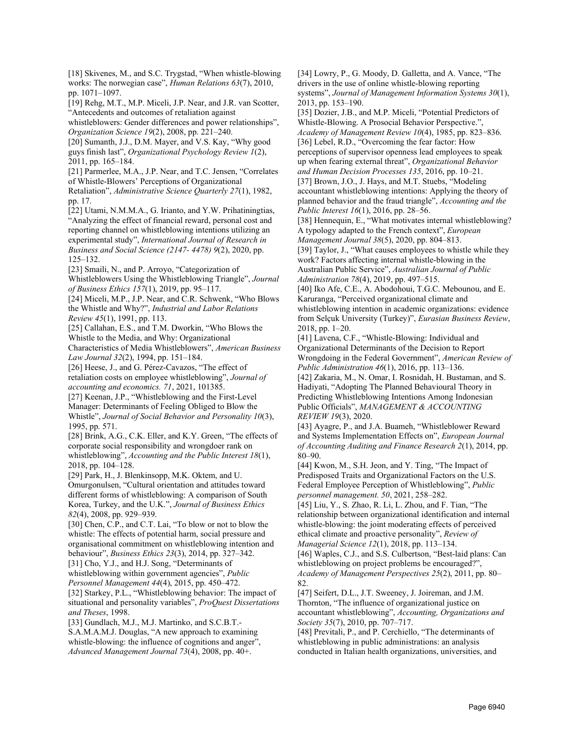[18] Skivenes, M., and S.C. Trygstad, "When whistle-blowing works: The norwegian case", *Human Relations 63*(7), 2010, pp. 1071–1097.

[19] Rehg, M.T., M.P. Miceli, J.P. Near, and J.R. van Scotter, "Antecedents and outcomes of retaliation against whistleblowers: Gender differences and power relationships", *Organization Science 19*(2), 2008, pp. 221–240.

[20] Sumanth, J.J., D.M. Mayer, and V.S. Kay, "Why good guys finish last", *Organizational Psychology Review 1*(2), 2011, pp. 165–184.

[21] Parmerlee, M.A., J.P. Near, and T.C. Jensen, "Correlates of Whistle-Blowers' Perceptions of Organizational Retaliation", *Administrative Science Quarterly 27*(1), 1982, pp. 17.

[22] Utami, N.M.M.A., G. Irianto, and Y.W. Prihatiningtias, "Analyzing the effect of financial reward, personal cost and reporting channel on whistleblowing intentions utilizing an experimental study", *International Journal of Research in Business and Social Science (2147- 4478) 9*(2), 2020, pp. 125–132.

[23] Smaili, N., and P. Arroyo, "Categorization of Whistleblowers Using the Whistleblowing Triangle", *Journal of Business Ethics 157*(1), 2019, pp. 95–117.

[24] Miceli, M.P., J.P. Near, and C.R. Schwenk, "Who Blows the Whistle and Why?", *Industrial and Labor Relations Review 45*(1), 1991, pp. 113.

[25] Callahan, E.S., and T.M. Dworkin, "Who Blows the Whistle to the Media, and Why: Organizational Characteristics of Media Whistleblowers", *American Business Law Journal 32*(2), 1994, pp. 151–184.

[26] Heese, J., and G. Pérez-Cavazos, "The effect of retaliation costs on employee whistleblowing", *Journal of accounting and economics. 71*, 2021, 101385.

[27] Keenan, J.P., "Whistleblowing and the First-Level Manager: Determinants of Feeling Obliged to Blow the Whistle", *Journal of Social Behavior and Personality 10*(3), 1995, pp. 571.

[28] Brink, A.G., C.K. Eller, and K.Y. Green, "The effects of corporate social responsibility and wrongdoer rank on whistleblowing", *Accounting and the Public Interest 18*(1), 2018, pp. 104–128.

[29] Park, H., J. Blenkinsopp, M.K. Oktem, and U. Omurgonulsen, "Cultural orientation and attitudes toward different forms of whistleblowing: A comparison of South Korea, Turkey, and the U.K.", *Journal of Business Ethics 82*(4), 2008, pp. 929–939.

[30] Chen, C.P., and C.T. Lai, "To blow or not to blow the whistle: The effects of potential harm, social pressure and organisational commitment on whistleblowing intention and behaviour", *Business Ethics 23*(3), 2014, pp. 327–342.

[31] Cho, Y.J., and H.J. Song, "Determinants of whistleblowing within government agencies", *Public Personnel Management 44*(4), 2015, pp. 450–472.

[32] Starkey, P.L., "Whistleblowing behavior: The impact of situational and personality variables", *ProQuest Dissertations and Theses*, 1998.

[33] Gundlach, M.J., M.J. Martinko, and S.C.B.T.-S.A.M.A.M.J. Douglas, "A new approach to examining whistle-blowing: the influence of cognitions and anger", *Advanced Management Journal 73*(4), 2008, pp. 40+.

[34] Lowry, P., G. Moody, D. Galletta, and A. Vance, "The drivers in the use of online whistle-blowing reporting systems", *Journal of Management Information Systems 30*(1), 2013, pp. 153–190.

[35] Dozier, J.B., and M.P. Miceli, "Potential Predictors of Whistle-Blowing. A Prosocial Behavior Perspective.", *Academy of Management Review 10*(4), 1985, pp. 823–836.

[36] Lebel, R.D., "Overcoming the fear factor: How perceptions of supervisor openness lead employees to speak up when fearing external threat", *Organizational Behavior and Human Decision Processes 135*, 2016, pp. 10–21.

[37] Brown, J.O., J. Hays, and M.T. Stuebs, "Modeling accountant whistleblowing intentions: Applying the theory of planned behavior and the fraud triangle", *Accounting and the Public Interest 16*(1), 2016, pp. 28–56.

[38] Hennequin, E., "What motivates internal whistleblowing? A typology adapted to the French context", *European Management Journal 38*(5), 2020, pp. 804–813.

[39] Taylor, J., "What causes employees to whistle while they work? Factors affecting internal whistle-blowing in the Australian Public Service", *Australian Journal of Public Administration 78*(4), 2019, pp. 497–515.

[40] Iko Afe, C.E., A. Abodohoui, T.G.C. Mebounou, and E. Karuranga, "Perceived organizational climate and whistleblowing intention in academic organizations: evidence from Selçuk University (Turkey)", *Eurasian Business Review*, 2018, pp. 1–20.

[41] Lavena, C.F., "Whistle-Blowing: Individual and Organizational Determinants of the Decision to Report Wrongdoing in the Federal Government", *American Review of Public Administration 46*(1), 2016, pp. 113–136.

[42] Zakaria, M., N. Omar, I. Rosnidah, H. Bustaman, and S. Hadiyati, "Adopting The Planned Behavioural Theory in Predicting Whistleblowing Intentions Among Indonesian Public Officials", *MANAGEMENT & ACCOUNTING REVIEW 19*(3), 2020.

[43] Ayagre, P., and J.A. Buameh, "Whistleblower Reward and Systems Implementation Effects on", *European Journal of Accounting Auditing and Finance Research 2*(1), 2014, pp. 80–90.

[44] Kwon, M., S.H. Jeon, and Y. Ting, "The Impact of Predisposed Traits and Organizational Factors on the U.S. Federal Employee Perception of Whistleblowing", *Public personnel management. 50*, 2021, 258–282.

[45] Liu, Y., S. Zhao, R. Li, L. Zhou, and F. Tian, "The relationship between organizational identification and internal whistle-blowing: the joint moderating effects of perceived ethical climate and proactive personality", *Review of Managerial Science 12*(1), 2018, pp. 113–134.

[46] Waples, C.J., and S.S. Culbertson, "Best-laid plans: Can whistleblowing on project problems be encouraged?", *Academy of Management Perspectives 25*(2), 2011, pp. 80–82.

[47] Seifert, D.L., J.T. Sweeney, J. Joireman, and J.M. Thornton, "The influence of organizational justice on accountant whistleblowing", *Accounting, Organizations and Society 35*(7), 2010, pp. 707–717.

[48] Previtali, P., and P. Cerchiello, "The determinants of whistleblowing in public administrations: an analysis conducted in Italian health organizations, universities, and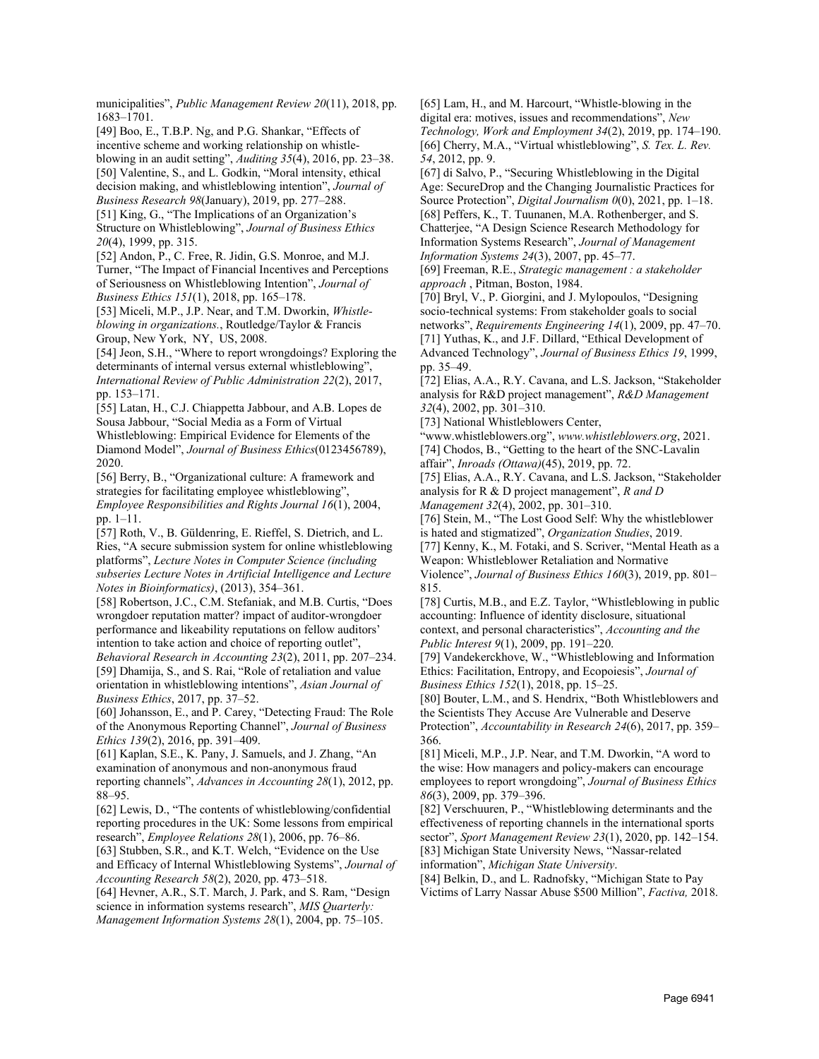municipalities", *Public Management Review 20*(11), 2018, pp. 1683–1701.

[49] Boo, E., T.B.P. Ng, and P.G. Shankar, "Effects of incentive scheme and working relationship on whistle-blowing in an audit setting", *Auditing 35*(4), 2016, pp. 23–38.

[50] Valentine, S., and L. Godkin, "Moral intensity, ethical decision making, and whistleblowing intention", *Journal of Business Research 98*(January), 2019, pp. 277–288.

[51] King, G., "The Implications of an Organization's Structure on Whistleblowing", *Journal of Business Ethics 20*(4), 1999, pp. 315.

[52] Andon, P., C. Free, R. Jidin, G.S. Monroe, and M.J. Turner, "The Impact of Financial Incentives and Perceptions of Seriousness on Whistleblowing Intention", *Journal of Business Ethics 151*(1), 2018, pp. 165–178.

[53] Miceli, M.P., J.P. Near, and T.M. Dworkin, *Whistle-blowing in organizations.*, Routledge/Taylor & Francis Group, New York, NY, US, 2008.

[54] Jeon, S.H., "Where to report wrongdoings? Exploring the determinants of internal versus external whistleblowing", *International Review of Public Administration 22*(2), 2017, pp. 153–171.

[55] Latan, H., C.J. Chiappetta Jabbour, and A.B. Lopes de Sousa Jabbour, "Social Media as a Form of Virtual Whistleblowing: Empirical Evidence for Elements of the Diamond Model", *Journal of Business Ethics*(0123456789), 2020.

[56] Berry, B., "Organizational culture: A framework and strategies for facilitating employee whistleblowing", *Employee Responsibilities and Rights Journal 16*(1), 2004, pp. 1–11.

[57] Roth, V., B. Güldenring, E. Rieffel, S. Dietrich, and L. Ries, "A secure submission system for online whistleblowing platforms", *Lecture Notes in Computer Science (including subseries Lecture Notes in Artificial Intelligence and Lecture Notes in Bioinformatics)*, (2013), 354–361.

[58] Robertson, J.C., C.M. Stefaniak, and M.B. Curtis, "Does wrongdoer reputation matter? impact of auditor-wrongdoer performance and likeability reputations on fellow auditors' intention to take action and choice of reporting outlet", *Behavioral Research in Accounting 23*(2), 2011, pp. 207–234.

[59] Dhamija, S., and S. Rai, "Role of retaliation and value orientation in whistleblowing intentions", *Asian Journal of Business Ethics*, 2017, pp. 37–52.

[60] Johansson, E., and P. Carey, "Detecting Fraud: The Role of the Anonymous Reporting Channel", *Journal of Business Ethics 139*(2), 2016, pp. 391–409.

[61] Kaplan, S.E., K. Pany, J. Samuels, and J. Zhang, "An examination of anonymous and non-anonymous fraud reporting channels", *Advances in Accounting 28*(1), 2012, pp. 88–95.

[62] Lewis, D., "The contents of whistleblowing/confidential reporting procedures in the UK: Some lessons from empirical research", *Employee Relations 28*(1), 2006, pp. 76–86.

[63] Stubben, S.R., and K.T. Welch, "Evidence on the Use and Efficacy of Internal Whistleblowing Systems", *Journal of Accounting Research 58*(2), 2020, pp. 473–518.

[64] Hevner, A.R., S.T. March, J. Park, and S. Ram, "Design science in information systems research", *MIS Quarterly: Management Information Systems 28*(1), 2004, pp. 75–105.

[65] Lam, H., and M. Harcourt, "Whistle-blowing in the digital era: motives, issues and recommendations", *New Technology, Work and Employment 34*(2), 2019, pp. 174–190.

[66] Cherry, M.A., "Virtual whistleblowing", *S. Tex. L. Rev. 54*, 2012, pp. 9.

[67] di Salvo, P., "Securing Whistleblowing in the Digital Age: SecureDrop and the Changing Journalistic Practices for Source Protection", *Digital Journalism 0*(0), 2021, pp. 1–18.

[68] Peffers, K., T. Tuunanen, M.A. Rothenberger, and S. Chatterjee, "A Design Science Research Methodology for Information Systems Research", *Journal of Management Information Systems 24*(3), 2007, pp. 45–77.

[69] Freeman, R.E., *Strategic management : a stakeholder approach* , Pitman, Boston, 1984.

[70] Bryl, V., P. Giorgini, and J. Mylopoulos, "Designing socio-technical systems: From stakeholder goals to social networks", *Requirements Engineering 14*(1), 2009, pp. 47–70.

[71] Yuthas, K., and J.F. Dillard, "Ethical Development of Advanced Technology", *Journal of Business Ethics 19*, 1999, pp. 35–49.

[72] Elias, A.A., R.Y. Cavana, and L.S. Jackson, "Stakeholder analysis for R&D project management", *R&D Management 32*(4), 2002, pp. 301–310.

[73] National Whistleblowers Center, "www.whistleblowers.org", *www.whistleblowers.org*, 2021.

[74] Chodos, B., "Getting to the heart of the SNC-Lavalin affair", *Inroads (Ottawa)*(45), 2019, pp. 72.

[75] Elias, A.A., R.Y. Cavana, and L.S. Jackson, "Stakeholder analysis for R & D project management", *R and D Management 32*(4), 2002, pp. 301–310.

[76] Stein, M., "The Lost Good Self: Why the whistleblower is hated and stigmatized", *Organization Studies*, 2019.

[77] Kenny, K., M. Fotaki, and S. Scriver, "Mental Heath as a Weapon: Whistleblower Retaliation and Normative Violence", *Journal of Business Ethics 160*(3), 2019, pp. 801–815.

[78] Curtis, M.B., and E.Z. Taylor, "Whistleblowing in public accounting: Influence of identity disclosure, situational context, and personal characteristics", *Accounting and the Public Interest 9*(1), 2009, pp. 191–220.

[79] Vandekerckhove, W., "Whistleblowing and Information Ethics: Facilitation, Entropy, and Ecopoiesis", *Journal of Business Ethics 152*(1), 2018, pp. 15–25.

[80] Bouter, L.M., and S. Hendrix, "Both Whistleblowers and the Scientists They Accuse Are Vulnerable and Deserve Protection", *Accountability in Research 24*(6), 2017, pp. 359–366.

[81] Miceli, M.P., J.P. Near, and T.M. Dworkin, "A word to the wise: How managers and policy-makers can encourage employees to report wrongdoing", *Journal of Business Ethics 86*(3), 2009, pp. 379–396.

[82] Verschuuren, P., "Whistleblowing determinants and the effectiveness of reporting channels in the international sports sector", *Sport Management Review 23*(1), 2020, pp. 142–154.

[83] Michigan State University News, "Nassar-related information", *Michigan State University*.

[84] Belkin, D., and L. Radnofsky, "Michigan State to Pay Victims of Larry Nassar Abuse $500 Million", *Factiva,* 2018.